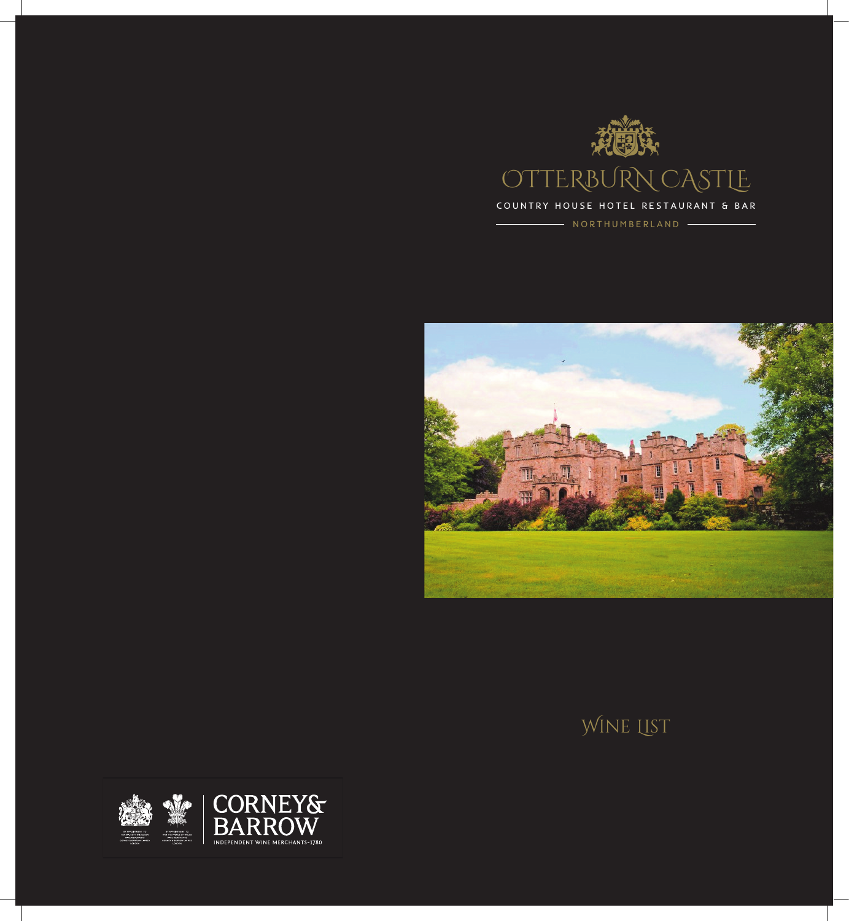# OTTERBURN CASTLE

COUNTRY HOUSE HOTEL RESTAURANT & BAR

NORTHUMBERLAND

## WINE LIST

CORNEY & BARROW

INDEPENDENT WINE MERCHANTS-1780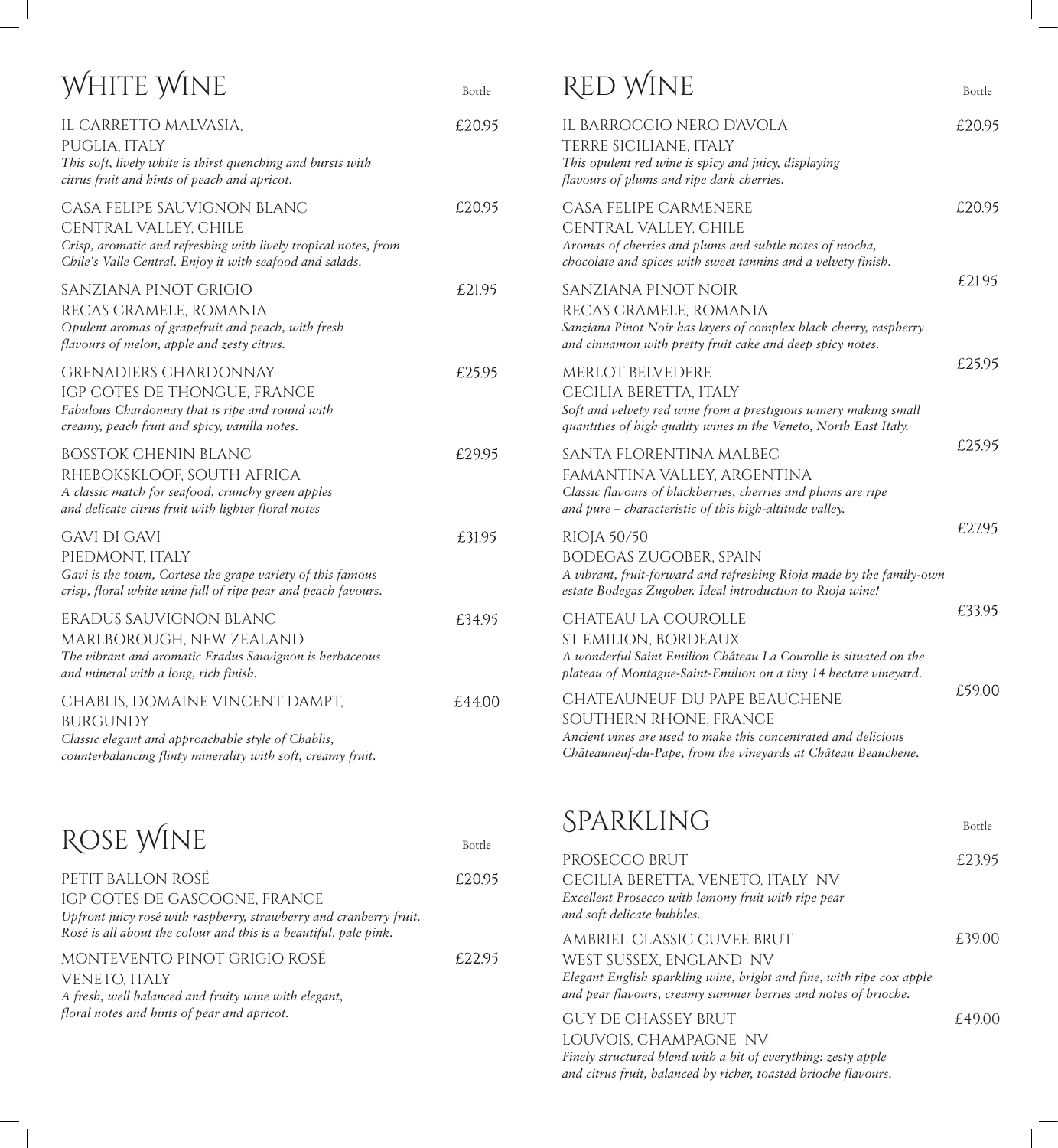# WHITE WINE

Bottle

IL CARRETTO MALVASIA, PUGLIA, ITALY — £20.95
*This soft, lively white is thirst quenching and bursts with citrus fruit and hints of peach and apricot.*

CASA FELIPE SAUVIGNON BLANC CENTRAL VALLEY, CHILE — £20.95
*Crisp, aromatic and refreshing with lively tropical notes, from Chile's Valle Central. Enjoy it with seafood and salads.*

SANZIANA PINOT GRIGIO RECAS CRAMELE, ROMANIA — £21.95
*Opulent aromas of grapefruit and peach, with fresh flavours of melon, apple and zesty citrus.*

GRENADIERS CHARDONNAY IGP COTES DE THONGUE, FRANCE — £25.95
*Fabulous Chardonnay that is ripe and round with creamy, peach fruit and spicy, vanilla notes.*

BOSSTOK CHENIN BLANC RHEBOKSKLOOF, SOUTH AFRICA — £29.95
*A classic match for seafood, crunchy green apples and delicate citrus fruit with lighter floral notes*

GAVI DI GAVI PIEDMONT, ITALY — £31.95
*Gavi is the town, Cortese the grape variety of this famous crisp, floral white wine full of ripe pear and peach favours.*

ERADUS SAUVIGNON BLANC MARLBOROUGH, NEW ZEALAND — £34.95
*The vibrant and aromatic Eradus Sauvignon is herbaceous and mineral with a long, rich finish.*

CHABLIS, DOMAINE VINCENT DAMPT, BURGUNDY — £44.00
*Classic elegant and approachable style of Chablis, counterbalancing flinty minerality with soft, creamy fruit.*

# ROSE WINE

Bottle

PETIT BALLON ROSÉ IGP COTES DE GASCOGNE, FRANCE — £20.95
*Upfront juicy rosé with raspberry, strawberry and cranberry fruit. Rosé is all about the colour and this is a beautiful, pale pink.*

MONTEVENTO PINOT GRIGIO ROSÉ VENETO, ITALY — £22.95
*A fresh, well balanced and fruity wine with elegant, floral notes and hints of pear and apricot.*

# RED WINE

Bottle

IL BARROCCIO NERO D'AVOLA TERRE SICILIANE, ITALY — £20.95
*This opulent red wine is spicy and juicy, displaying flavours of plums and ripe dark cherries.*

CASA FELIPE CARMENERE CENTRAL VALLEY, CHILE — £20.95
*Aromas of cherries and plums and subtle notes of mocha, chocolate and spices with sweet tannins and a velvety finish.*

SANZIANA PINOT NOIR RECAS CRAMELE, ROMANIA — £21.95
*Sanziana Pinot Noir has layers of complex black cherry, raspberry and cinnamon with pretty fruit cake and deep spicy notes.*

MERLOT BELVEDERE CECILIA BERETTA, ITALY — £25.95
*Soft and velvety red wine from a prestigious winery making small quantities of high quality wines in the Veneto, North East Italy.*

SANTA FLORENTINA MALBEC FAMANTINA VALLEY, ARGENTINA — £25.95
*Classic flavours of blackberries, cherries and plums are ripe and pure – characteristic of this high-altitude valley.*

RIOJA 50/50 BODEGAS ZUGOBER, SPAIN — £27.95
*A vibrant, fruit-forward and refreshing Rioja made by the family-own estate Bodegas Zugober. Ideal introduction to Rioja wine!*

CHATEAU LA COUROLLE ST EMILION, BORDEAUX — £33.95
*A wonderful Saint Emilion Château La Courolle is situated on the plateau of Montagne-Saint-Emilion on a tiny 14 hectare vineyard.*

CHATEAUNEUF DU PAPE BEAUCHENE SOUTHERN RHONE, FRANCE — £59.00
*Ancient vines are used to make this concentrated and delicious Châteauneuf-du-Pape, from the vineyards at Château Beauchene.*

# SPARKLING

Bottle

PROSECCO BRUT CECILIA BERETTA, VENETO, ITALY NV — £23.95
*Excellent Prosecco with lemony fruit with ripe pear and soft delicate bubbles.*

AMBRIEL CLASSIC CUVEE BRUT WEST SUSSEX, ENGLAND NV — £39.00
*Elegant English sparkling wine, bright and fine, with ripe cox apple and pear flavours, creamy summer berries and notes of brioche.*

GUY DE CHASSEY BRUT LOUVOIS, CHAMPAGNE NV — £49.00
*Finely structured blend with a bit of everything: zesty apple and citrus fruit, balanced by richer, toasted brioche flavours.*